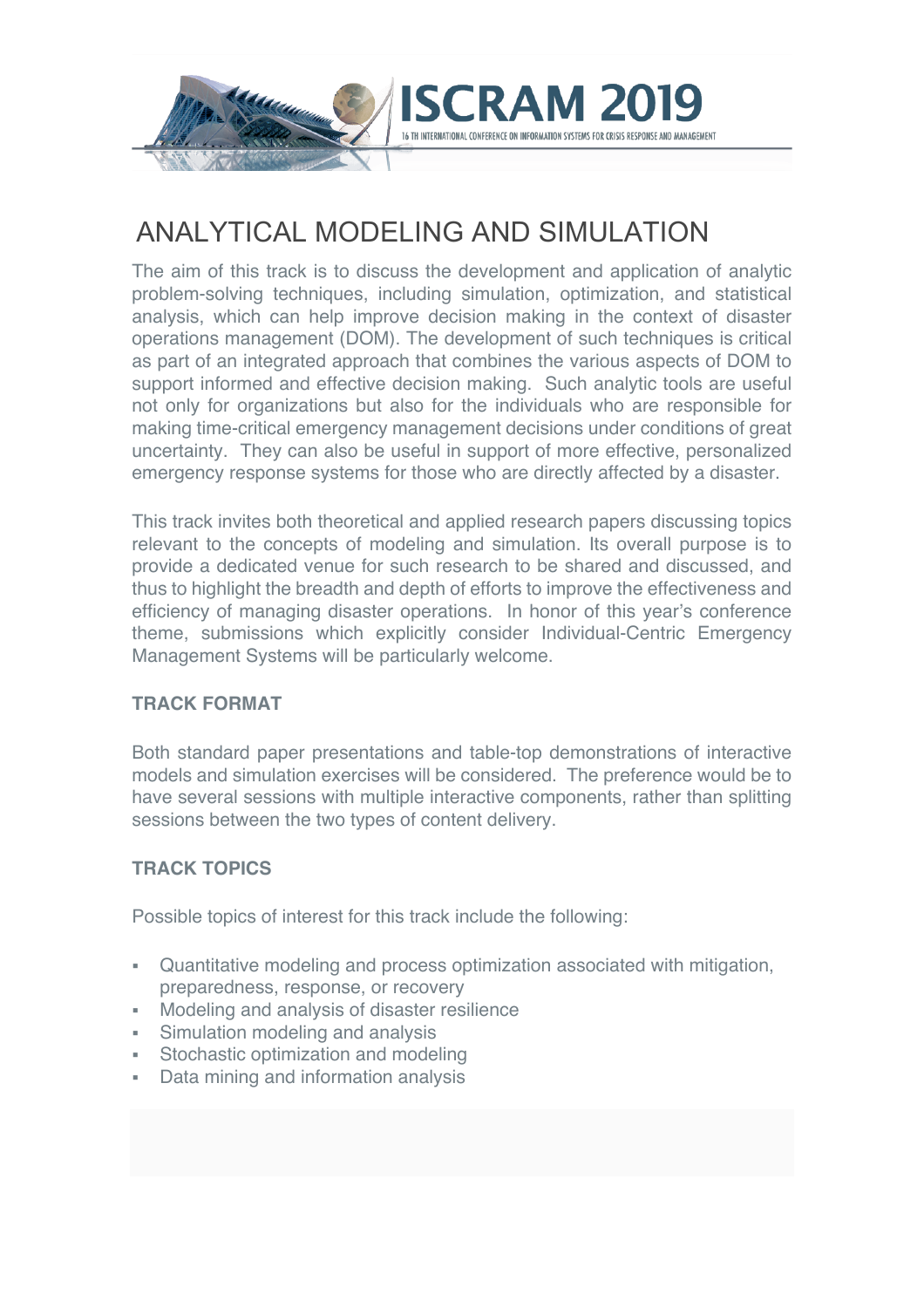# ISCRAM 2019

16 TH INTERNATIONAL CONFERENCE ON INFORMATION SYSTEMS FOR CRISIS RESPONSE AND MANAGEMENT

## ANALYTICAL MODELING AND SIMULATION

The aim of this track is to discuss the development and application of analytic problem-solving techniques, including simulation, optimization, and statistical analysis, which can help improve decision making in the context of disaster operations management (DOM). The development of such techniques is critical as part of an integrated approach that combines the various aspects of DOM to support informed and effective decision making. Such analytic tools are useful not only for organizations but also for the individuals who are responsible for making time-critical emergency management decisions under conditions of great uncertainty. They can also be useful in support of more effective, personalized emergency response systems for those who are directly affected by a disaster.

This track invites both theoretical and applied research papers discussing topics relevant to the concepts of modeling and simulation. Its overall purpose is to provide a dedicated venue for such research to be shared and discussed, and thus to highlight the breadth and depth of efforts to improve the effectiveness and efficiency of managing disaster operations. In honor of this year's conference theme, submissions which explicitly consider Individual-Centric Emergency Management Systems will be particularly welcome.

### TRACK FORMAT

Both standard paper presentations and table-top demonstrations of interactive models and simulation exercises will be considered. The preference would be to have several sessions with multiple interactive components, rather than splitting sessions between the two types of content delivery.

### TRACK TOPICS

Possible topics of interest for this track include the following:

- Quantitative modeling and process optimization associated with mitigation, preparedness, response, or recovery
- Modeling and analysis of disaster resilience
- Simulation modeling and analysis
- Stochastic optimization and modeling
- Data mining and information analysis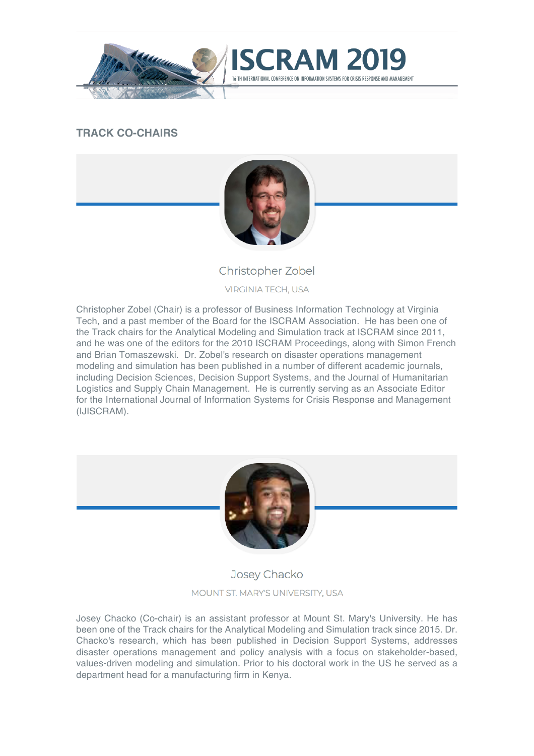## TRACK CO-CHAIRS

### Christopher Zobel

VIRGINIA TECH, USA

Christopher Zobel (Chair) is a professor of Business Information Technology at Virginia Tech, and a past member of the Board for the ISCRAM Association. He has been one of the Track chairs for the Analytical Modeling and Simulation track at ISCRAM since 2011, and he was one of the editors for the 2010 ISCRAM Proceedings, along with Simon French and Brian Tomaszewski. Dr. Zobel's research on disaster operations management modeling and simulation has been published in a number of different academic journals, including Decision Sciences, Decision Support Systems, and the Journal of Humanitarian Logistics and Supply Chain Management. He is currently serving as an Associate Editor for the International Journal of Information Systems for Crisis Response and Management (IJISCRAM).

### Josey Chacko

MOUNT ST. MARY'S UNIVERSITY, USA

Josey Chacko (Co-chair) is an assistant professor at Mount St. Mary's University. He has been one of the Track chairs for the Analytical Modeling and Simulation track since 2015. Dr. Chacko's research, which has been published in Decision Support Systems, addresses disaster operations management and policy analysis with a focus on stakeholder-based, values-driven modeling and simulation. Prior to his doctoral work in the US he served as a department head for a manufacturing firm in Kenya.